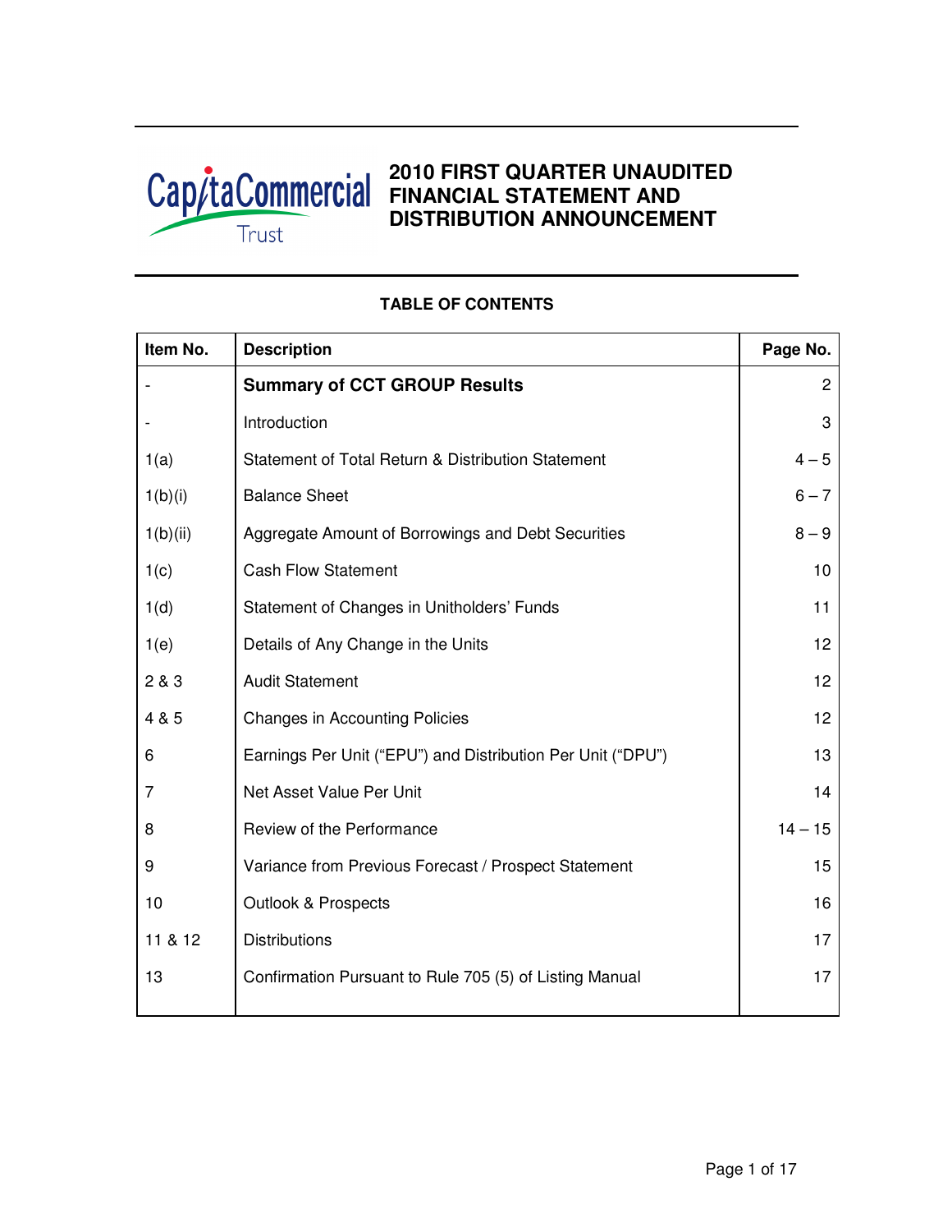CapitaCommercial Trust

# 2010 FIRST QUARTER UNAUDITED FINANCIAL STATEMENT AND DISTRIBUTION ANNOUNCEMENT

## TABLE OF CONTENTS

| Item No. | Description | Page No. |
|---|---|---|
| - | **Summary of CCT GROUP Results** | 2 |
| - | Introduction | 3 |
| 1(a) | Statement of Total Return & Distribution Statement | 4 – 5 |
| 1(b)(i) | Balance Sheet | 6 – 7 |
| 1(b)(ii) | Aggregate Amount of Borrowings and Debt Securities | 8 – 9 |
| 1(c) | Cash Flow Statement | 10 |
| 1(d) | Statement of Changes in Unitholders' Funds | 11 |
| 1(e) | Details of Any Change in the Units | 12 |
| 2 & 3 | Audit Statement | 12 |
| 4 & 5 | Changes in Accounting Policies | 12 |
| 6 | Earnings Per Unit ("EPU") and Distribution Per Unit ("DPU") | 13 |
| 7 | Net Asset Value Per Unit | 14 |
| 8 | Review of the Performance | 14 – 15 |
| 9 | Variance from Previous Forecast / Prospect Statement | 15 |
| 10 | Outlook & Prospects | 16 |
| 11 & 12 | Distributions | 17 |
| 13 | Confirmation Pursuant to Rule 705 (5) of Listing Manual | 17 |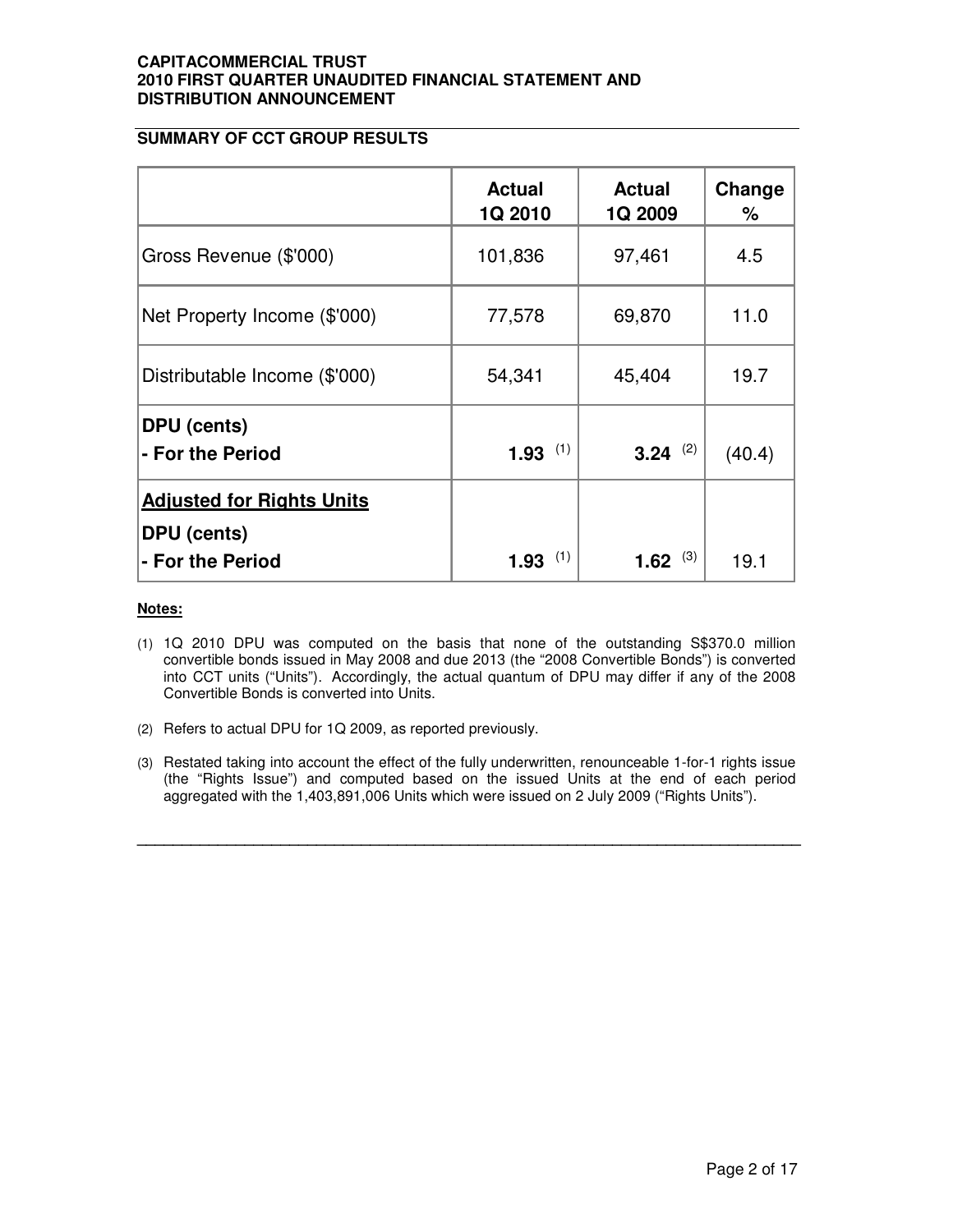## SUMMARY OF CCT GROUP RESULTS

| | Actual 1Q 2010 | Actual 1Q 2009 | Change % |
|---|---|---|---|
| Gross Revenue ($'000) | 101,836 | 97,461 | 4.5 |
| Net Property Income ($'000) | 77,578 | 69,870 | 11.0 |
| Distributable Income ($'000) | 54,341 | 45,404 | 19.7 |
| **DPU (cents)**<br>**- For the Period** | **1.93** (1) | **3.24** (2) | (40.4) |
| **Adjusted for Rights Units**<br>**DPU (cents)**<br>**- For the Period** | **1.93** (1) | **1.62** (3) | 19.1 |

**Notes:**

(1) 1Q 2010 DPU was computed on the basis that none of the outstanding S$370.0 million convertible bonds issued in May 2008 and due 2013 (the "2008 Convertible Bonds") is converted into CCT units ("Units"). Accordingly, the actual quantum of DPU may differ if any of the 2008 Convertible Bonds is converted into Units.

(2) Refers to actual DPU for 1Q 2009, as reported previously.

(3) Restated taking into account the effect of the fully underwritten, renounceable 1-for-1 rights issue (the "Rights Issue") and computed based on the issued Units at the end of each period aggregated with the 1,403,891,006 Units which were issued on 2 July 2009 ("Rights Units").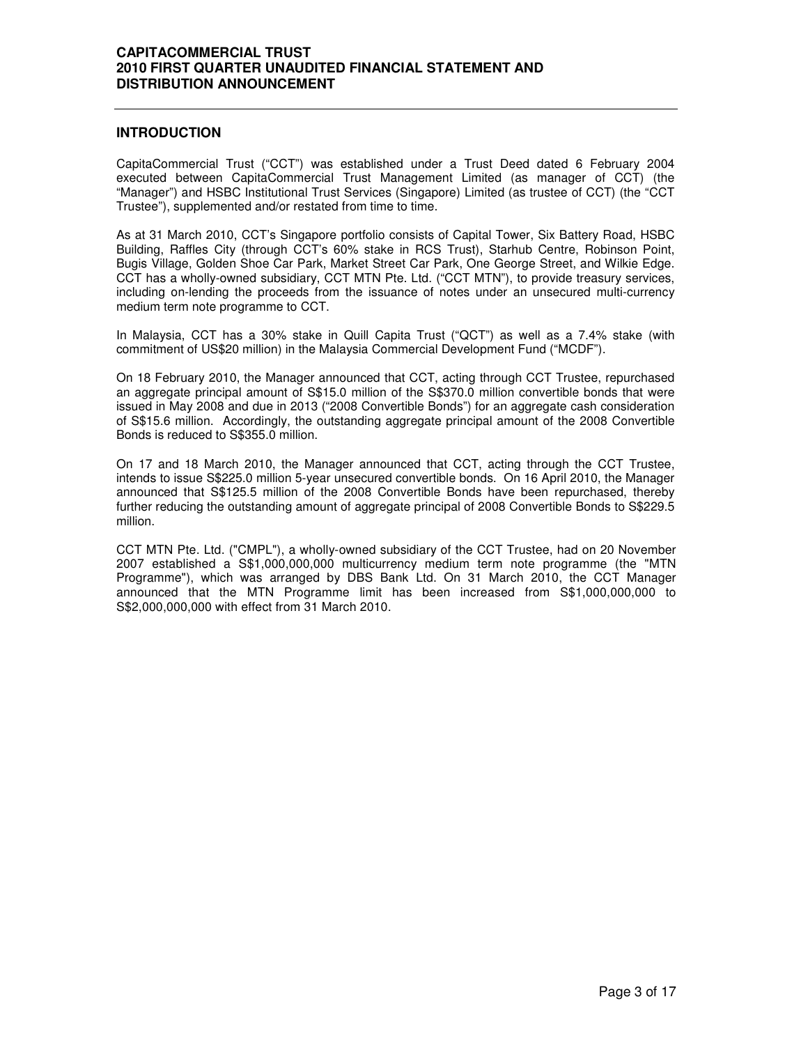## INTRODUCTION

CapitaCommercial Trust ("CCT") was established under a Trust Deed dated 6 February 2004 executed between CapitaCommercial Trust Management Limited (as manager of CCT) (the "Manager") and HSBC Institutional Trust Services (Singapore) Limited (as trustee of CCT) (the "CCT Trustee"), supplemented and/or restated from time to time.

As at 31 March 2010, CCT's Singapore portfolio consists of Capital Tower, Six Battery Road, HSBC Building, Raffles City (through CCT's 60% stake in RCS Trust), Starhub Centre, Robinson Point, Bugis Village, Golden Shoe Car Park, Market Street Car Park, One George Street, and Wilkie Edge. CCT has a wholly-owned subsidiary, CCT MTN Pte. Ltd. ("CCT MTN"), to provide treasury services, including on-lending the proceeds from the issuance of notes under an unsecured multi-currency medium term note programme to CCT.

In Malaysia, CCT has a 30% stake in Quill Capita Trust ("QCT") as well as a 7.4% stake (with commitment of US$20 million) in the Malaysia Commercial Development Fund ("MCDF").

On 18 February 2010, the Manager announced that CCT, acting through CCT Trustee, repurchased an aggregate principal amount of S$15.0 million of the S$370.0 million convertible bonds that were issued in May 2008 and due in 2013 ("2008 Convertible Bonds") for an aggregate cash consideration of S$15.6 million. Accordingly, the outstanding aggregate principal amount of the 2008 Convertible Bonds is reduced to S$355.0 million.

On 17 and 18 March 2010, the Manager announced that CCT, acting through the CCT Trustee, intends to issue S$225.0 million 5-year unsecured convertible bonds. On 16 April 2010, the Manager announced that S$125.5 million of the 2008 Convertible Bonds have been repurchased, thereby further reducing the outstanding amount of aggregate principal of 2008 Convertible Bonds to S$229.5 million.

CCT MTN Pte. Ltd. ("CMPL"), a wholly-owned subsidiary of the CCT Trustee, had on 20 November 2007 established a S$1,000,000,000 multicurrency medium term note programme (the "MTN Programme"), which was arranged by DBS Bank Ltd. On 31 March 2010, the CCT Manager announced that the MTN Programme limit has been increased from S$1,000,000,000 to S$2,000,000,000 with effect from 31 March 2010.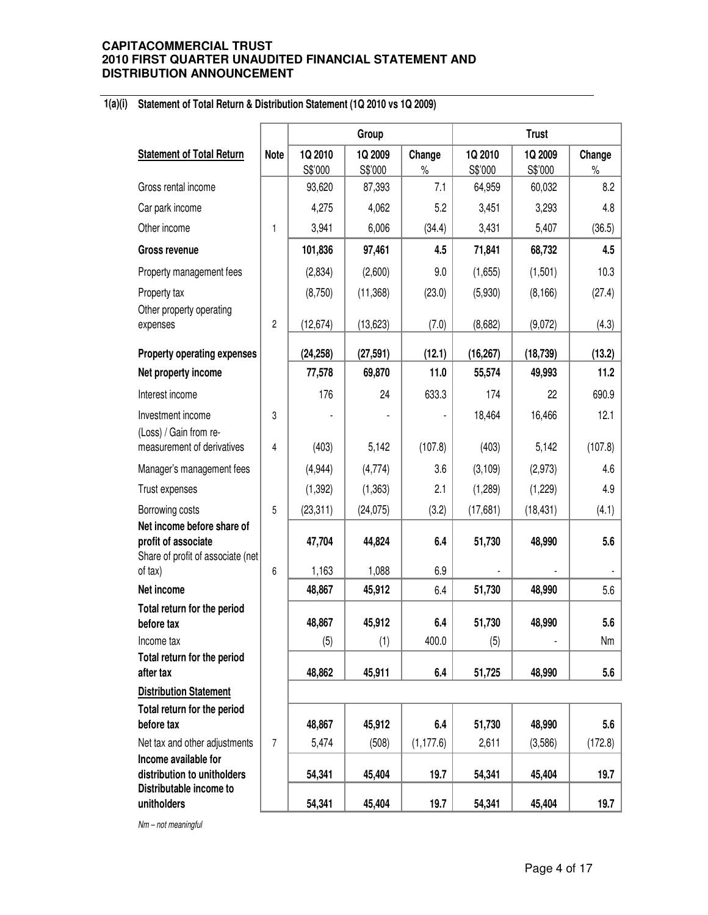**CAPITACOMMERCIAL TRUST**
**2010 FIRST QUARTER UNAUDITED FINANCIAL STATEMENT AND DISTRIBUTION ANNOUNCEMENT**

### 1(a)(i) Statement of Total Return & Distribution Statement (1Q 2010 vs 1Q 2009)

| | | Group | | | Trust | | |
|---|---|---|---|---|---|---|---|
| **Statement of Total Return** | **Note** | **1Q 2010** S$'000 | **1Q 2009** S$'000 | **Change** % | **1Q 2010** S$'000 | **1Q 2009** S$'000 | **Change** % |
| Gross rental income | | 93,620 | 87,393 | 7.1 | 64,959 | 60,032 | 8.2 |
| Car park income | | 4,275 | 4,062 | 5.2 | 3,451 | 3,293 | 4.8 |
| Other income | 1 | 3,941 | 6,006 | (34.4) | 3,431 | 5,407 | (36.5) |
| **Gross revenue** | | **101,836** | **97,461** | **4.5** | **71,841** | **68,732** | **4.5** |
| Property management fees | | (2,834) | (2,600) | 9.0 | (1,655) | (1,501) | 10.3 |
| Property tax | | (8,750) | (11,368) | (23.0) | (5,930) | (8,166) | (27.4) |
| Other property operating expenses | 2 | (12,674) | (13,623) | (7.0) | (8,682) | (9,072) | (4.3) |
| **Property operating expenses** | | **(24,258)** | **(27,591)** | **(12.1)** | **(16,267)** | **(18,739)** | **(13.2)** |
| **Net property income** | | **77,578** | **69,870** | **11.0** | **55,574** | **49,993** | **11.2** |
| Interest income | | 176 | 24 | 633.3 | 174 | 22 | 690.9 |
| Investment income | 3 | - | - | - | 18,464 | 16,466 | 12.1 |
| (Loss) / Gain from re-measurement of derivatives | 4 | (403) | 5,142 | (107.8) | (403) | 5,142 | (107.8) |
| Manager's management fees | | (4,944) | (4,774) | 3.6 | (3,109) | (2,973) | 4.6 |
| Trust expenses | | (1,392) | (1,363) | 2.1 | (1,289) | (1,229) | 4.9 |
| Borrowing costs | 5 | (23,311) | (24,075) | (3.2) | (17,681) | (18,431) | (4.1) |
| **Net income before share of profit of associate** | | **47,704** | **44,824** | **6.4** | **51,730** | **48,990** | **5.6** |
| Share of profit of associate (net of tax) | 6 | 1,163 | 1,088 | 6.9 | - | - | - |
| **Net income** | | **48,867** | **45,912** | 6.4 | **51,730** | **48,990** | 5.6 |
| **Total return for the period before tax** | | **48,867** | **45,912** | **6.4** | **51,730** | **48,990** | **5.6** |
| Income tax | | (5) | (1) | 400.0 | (5) | - | Nm |
| **Total return for the period after tax** | | **48,862** | **45,911** | **6.4** | **51,725** | **48,990** | **5.6** |
| **Distribution Statement** | | | | | | | |
| **Total return for the period before tax** | | **48,867** | **45,912** | **6.4** | **51,730** | **48,990** | **5.6** |
| Net tax and other adjustments | 7 | 5,474 | (508) | (1,177.6) | 2,611 | (3,586) | (172.8) |
| **Income available for distribution to unitholders** | | **54,341** | **45,404** | **19.7** | **54,341** | **45,404** | **19.7** |
| **Distributable income to unitholders** | | **54,341** | **45,404** | **19.7** | **54,341** | **45,404** | **19.7** |

*Nm – not meaningful*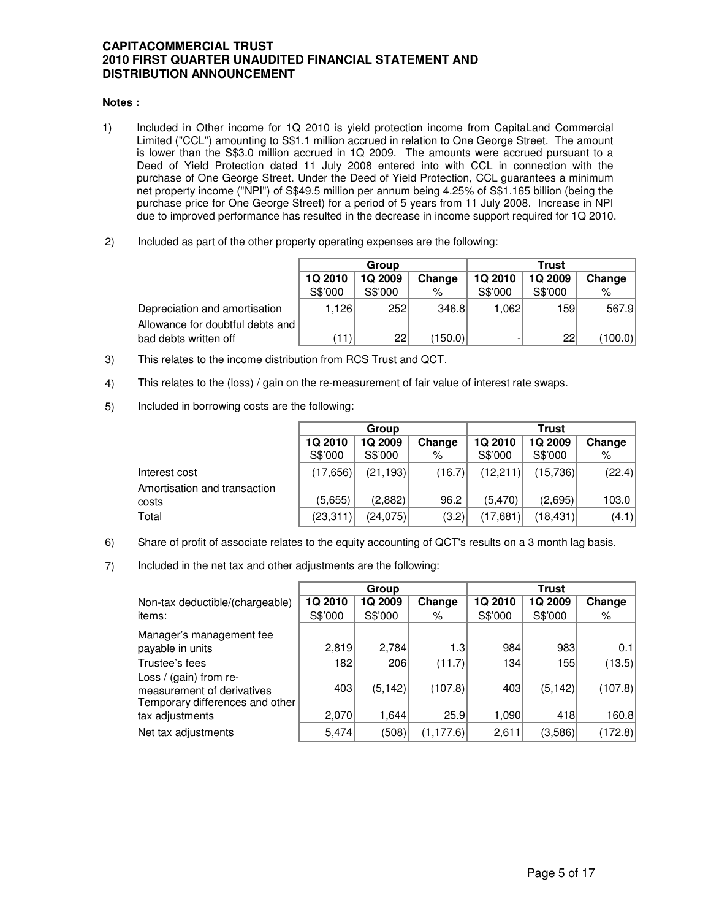**Notes :**

1) Included in Other income for 1Q 2010 is yield protection income from CapitaLand Commercial Limited ("CCL") amounting to S$1.1 million accrued in relation to One George Street. The amount is lower than the S$3.0 million accrued in 1Q 2009. The amounts were accrued pursuant to a Deed of Yield Protection dated 11 July 2008 entered into with CCL in connection with the purchase of One George Street. Under the Deed of Yield Protection, CCL guarantees a minimum net property income ("NPI") of S$49.5 million per annum being 4.25% of S$1.165 billion (being the purchase price for One George Street) for a period of 5 years from 11 July 2008. Increase in NPI due to improved performance has resulted in the decrease in income support required for 1Q 2010.

2) Included as part of the other property operating expenses are the following:

| | Group | | | Trust | | |
|---|---|---|---|---|---|---|
| | 1Q 2010 S$'000 | 1Q 2009 S$'000 | Change % | 1Q 2010 S$'000 | 1Q 2009 S$'000 | Change % |
| Depreciation and amortisation | 1,126 | 252 | 346.8 | 1,062 | 159 | 567.9 |
| Allowance for doubtful debts and bad debts written off | (11) | 22 | (150.0) | - | 22 | (100.0) |

3) This relates to the income distribution from RCS Trust and QCT.

4) This relates to the (loss) / gain on the re-measurement of fair value of interest rate swaps.

5) Included in borrowing costs are the following:

| | Group | | | Trust | | |
|---|---|---|---|---|---|---|
| | 1Q 2010 S$'000 | 1Q 2009 S$'000 | Change % | 1Q 2010 S$'000 | 1Q 2009 S$'000 | Change % |
| Interest cost | (17,656) | (21,193) | (16.7) | (12,211) | (15,736) | (22.4) |
| Amortisation and transaction costs | (5,655) | (2,882) | 96.2 | (5,470) | (2,695) | 103.0 |
| Total | (23,311) | (24,075) | (3.2) | (17,681) | (18,431) | (4.1) |

6) Share of profit of associate relates to the equity accounting of QCT's results on a 3 month lag basis.

7) Included in the net tax and other adjustments are the following:

| | Group | | | Trust | | |
|---|---|---|---|---|---|---|
| Non-tax deductible/(chargeable) items: | 1Q 2010 S$'000 | 1Q 2009 S$'000 | Change % | 1Q 2010 S$'000 | 1Q 2009 S$'000 | Change % |
| Manager's management fee payable in units | 2,819 | 2,784 | 1.3 | 984 | 983 | 0.1 |
| Trustee's fees | 182 | 206 | (11.7) | 134 | 155 | (13.5) |
| Loss / (gain) from re-measurement of derivatives | 403 | (5,142) | (107.8) | 403 | (5,142) | (107.8) |
| Temporary differences and other tax adjustments | 2,070 | 1,644 | 25.9 | 1,090 | 418 | 160.8 |
| Net tax adjustments | 5,474 | (508) | (1,177.6) | 2,611 | (3,586) | (172.8) |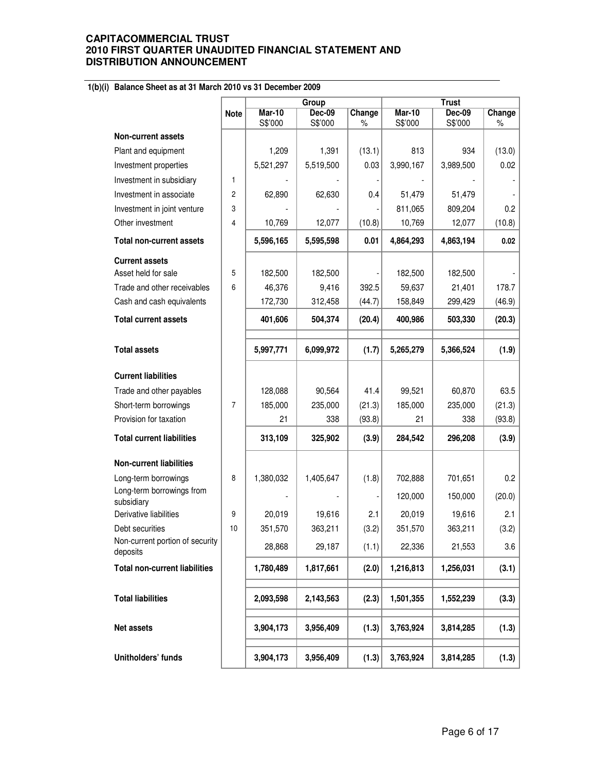### 1(b)(i) Balance Sheet as at 31 March 2010 vs 31 December 2009

| | Note | Group | | | Trust | | |
|---|---|---|---|---|---|---|---|
| | | Mar-10 S$'000 | Dec-09 S$'000 | Change % | Mar-10 S$'000 | Dec-09 S$'000 | Change % |
| **Non-current assets** | | | | | | | |
| Plant and equipment | | 1,209 | 1,391 | (13.1) | 813 | 934 | (13.0) |
| Investment properties | | 5,521,297 | 5,519,500 | 0.03 | 3,990,167 | 3,989,500 | 0.02 |
| Investment in subsidiary | 1 | - | - | - | - | - | - |
| Investment in associate | 2 | 62,890 | 62,630 | 0.4 | 51,479 | 51,479 | - |
| Investment in joint venture | 3 | - | - | - | 811,065 | 809,204 | 0.2 |
| Other investment | 4 | 10,769 | 12,077 | (10.8) | 10,769 | 12,077 | (10.8) |
| **Total non-current assets** | | **5,596,165** | **5,595,598** | **0.01** | **4,864,293** | **4,863,194** | **0.02** |
| **Current assets** | | | | | | | |
| Asset held for sale | 5 | 182,500 | 182,500 | - | 182,500 | 182,500 | - |
| Trade and other receivables | 6 | 46,376 | 9,416 | 392.5 | 59,637 | 21,401 | 178.7 |
| Cash and cash equivalents | | 172,730 | 312,458 | (44.7) | 158,849 | 299,429 | (46.9) |
| **Total current assets** | | **401,606** | **504,374** | **(20.4)** | **400,986** | **503,330** | **(20.3)** |
| **Total assets** | | **5,997,771** | **6,099,972** | **(1.7)** | **5,265,279** | **5,366,524** | **(1.9)** |
| **Current liabilities** | | | | | | | |
| Trade and other payables | | 128,088 | 90,564 | 41.4 | 99,521 | 60,870 | 63.5 |
| Short-term borrowings | 7 | 185,000 | 235,000 | (21.3) | 185,000 | 235,000 | (21.3) |
| Provision for taxation | | 21 | 338 | (93.8) | 21 | 338 | (93.8) |
| **Total current liabilities** | | **313,109** | **325,902** | **(3.9)** | **284,542** | **296,208** | **(3.9)** |
| **Non-current liabilities** | | | | | | | |
| Long-term borrowings | 8 | 1,380,032 | 1,405,647 | (1.8) | 702,888 | 701,651 | 0.2 |
| Long-term borrowings from subsidiary | | - | - | - | 120,000 | 150,000 | (20.0) |
| Derivative liabilities | 9 | 20,019 | 19,616 | 2.1 | 20,019 | 19,616 | 2.1 |
| Debt securities | 10 | 351,570 | 363,211 | (3.2) | 351,570 | 363,211 | (3.2) |
| Non-current portion of security deposits | | 28,868 | 29,187 | (1.1) | 22,336 | 21,553 | 3.6 |
| **Total non-current liabilities** | | **1,780,489** | **1,817,661** | **(2.0)** | **1,216,813** | **1,256,031** | **(3.1)** |
| **Total liabilities** | | **2,093,598** | **2,143,563** | **(2.3)** | **1,501,355** | **1,552,239** | **(3.3)** |
| **Net assets** | | **3,904,173** | **3,956,409** | **(1.3)** | **3,763,924** | **3,814,285** | **(1.3)** |
| **Unitholders' funds** | | **3,904,173** | **3,956,409** | **(1.3)** | **3,763,924** | **3,814,285** | **(1.3)** |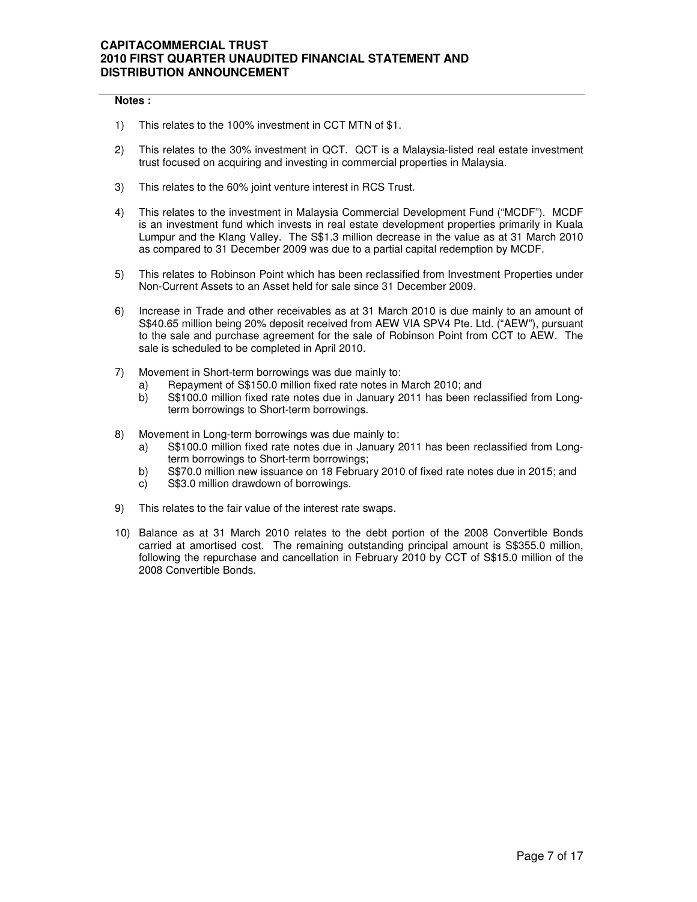**Notes :**

1) This relates to the 100% investment in CCT MTN of $1.

2) This relates to the 30% investment in QCT. QCT is a Malaysia-listed real estate investment trust focused on acquiring and investing in commercial properties in Malaysia.

3) This relates to the 60% joint venture interest in RCS Trust.

4) This relates to the investment in Malaysia Commercial Development Fund ("MCDF"). MCDF is an investment fund which invests in real estate development properties primarily in Kuala Lumpur and the Klang Valley. The S$1.3 million decrease in the value as at 31 March 2010 as compared to 31 December 2009 was due to a partial capital redemption by MCDF.

5) This relates to Robinson Point which has been reclassified from Investment Properties under Non-Current Assets to an Asset held for sale since 31 December 2009.

6) Increase in Trade and other receivables as at 31 March 2010 is due mainly to an amount of S$40.65 million being 20% deposit received from AEW VIA SPV4 Pte. Ltd. ("AEW"), pursuant to the sale and purchase agreement for the sale of Robinson Point from CCT to AEW. The sale is scheduled to be completed in April 2010.

7) Movement in Short-term borrowings was due mainly to:
   a) Repayment of S$150.0 million fixed rate notes in March 2010; and
   b) S$100.0 million fixed rate notes due in January 2011 has been reclassified from Long-term borrowings to Short-term borrowings.

8) Movement in Long-term borrowings was due mainly to:
   a) S$100.0 million fixed rate notes due in January 2011 has been reclassified from Long-term borrowings to Short-term borrowings;
   b) S$70.0 million new issuance on 18 February 2010 of fixed rate notes due in 2015; and
   c) S$3.0 million drawdown of borrowings.

9) This relates to the fair value of the interest rate swaps.

10) Balance as at 31 March 2010 relates to the debt portion of the 2008 Convertible Bonds carried at amortised cost. The remaining outstanding principal amount is S$355.0 million, following the repurchase and cancellation in February 2010 by CCT of S$15.0 million of the 2008 Convertible Bonds.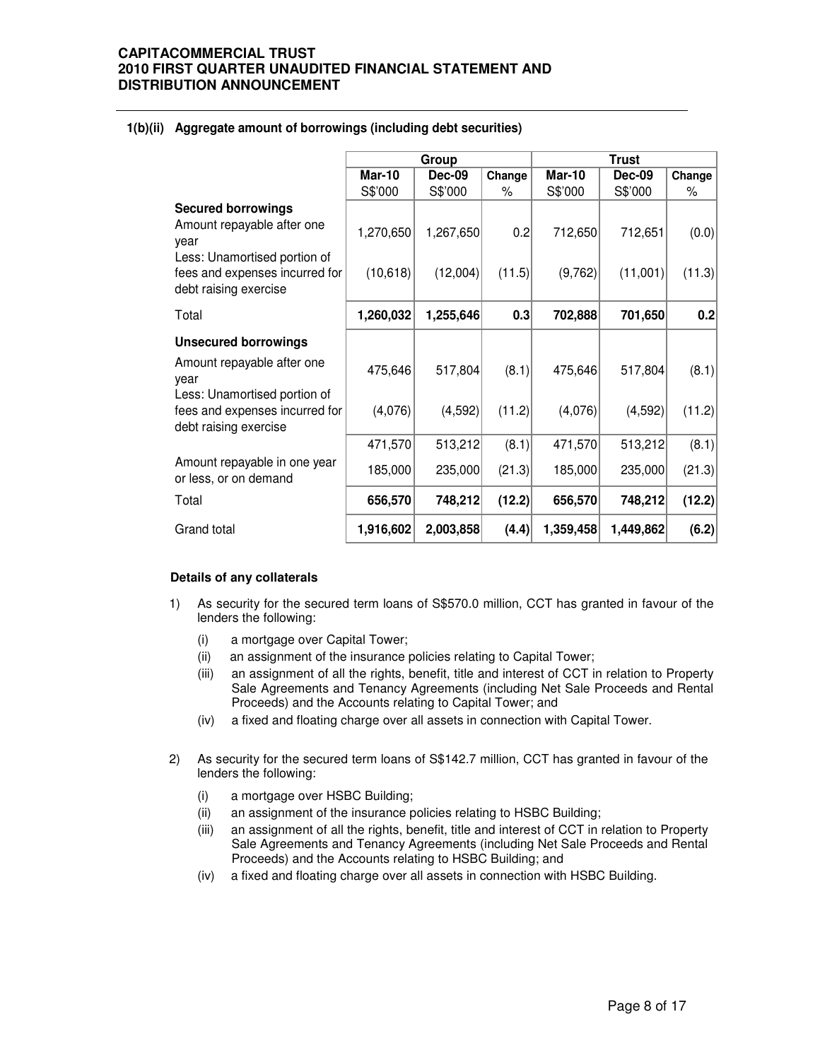### 1(b)(ii) Aggregate amount of borrowings (including debt securities)

| | Group | | | Trust | | |
|---|---|---|---|---|---|---|
| | **Mar-10** | **Dec-09** | **Change** | **Mar-10** | **Dec-09** | **Change** |
| | S$'000 | S$'000 | % | S$'000 | S$'000 | % |
| **Secured borrowings** | | | | | | |
| Amount repayable after one year | 1,270,650 | 1,267,650 | 0.2 | 712,650 | 712,651 | (0.0) |
| Less: Unamortised portion of fees and expenses incurred for debt raising exercise | (10,618) | (12,004) | (11.5) | (9,762) | (11,001) | (11.3) |
| Total | **1,260,032** | **1,255,646** | **0.3** | **702,888** | **701,650** | **0.2** |
| **Unsecured borrowings** | | | | | | |
| Amount repayable after one year | 475,646 | 517,804 | (8.1) | 475,646 | 517,804 | (8.1) |
| Less: Unamortised portion of fees and expenses incurred for debt raising exercise | (4,076) | (4,592) | (11.2) | (4,076) | (4,592) | (11.2) |
| | 471,570 | 513,212 | (8.1) | 471,570 | 513,212 | (8.1) |
| Amount repayable in one year or less, or on demand | 185,000 | 235,000 | (21.3) | 185,000 | 235,000 | (21.3) |
| Total | **656,570** | **748,212** | **(12.2)** | **656,570** | **748,212** | **(12.2)** |
| Grand total | **1,916,602** | **2,003,858** | **(4.4)** | **1,359,458** | **1,449,862** | **(6.2)** |

**Details of any collaterals**

1) As security for the secured term loans of S$570.0 million, CCT has granted in favour of the lenders the following:
   - (i) a mortgage over Capital Tower;
   - (ii) an assignment of the insurance policies relating to Capital Tower;
   - (iii) an assignment of all the rights, benefit, title and interest of CCT in relation to Property Sale Agreements and Tenancy Agreements (including Net Sale Proceeds and Rental Proceeds) and the Accounts relating to Capital Tower; and
   - (iv) a fixed and floating charge over all assets in connection with Capital Tower.

2) As security for the secured term loans of S$142.7 million, CCT has granted in favour of the lenders the following:
   - (i) a mortgage over HSBC Building;
   - (ii) an assignment of the insurance policies relating to HSBC Building;
   - (iii) an assignment of all the rights, benefit, title and interest of CCT in relation to Property Sale Agreements and Tenancy Agreements (including Net Sale Proceeds and Rental Proceeds) and the Accounts relating to HSBC Building; and
   - (iv) a fixed and floating charge over all assets in connection with HSBC Building.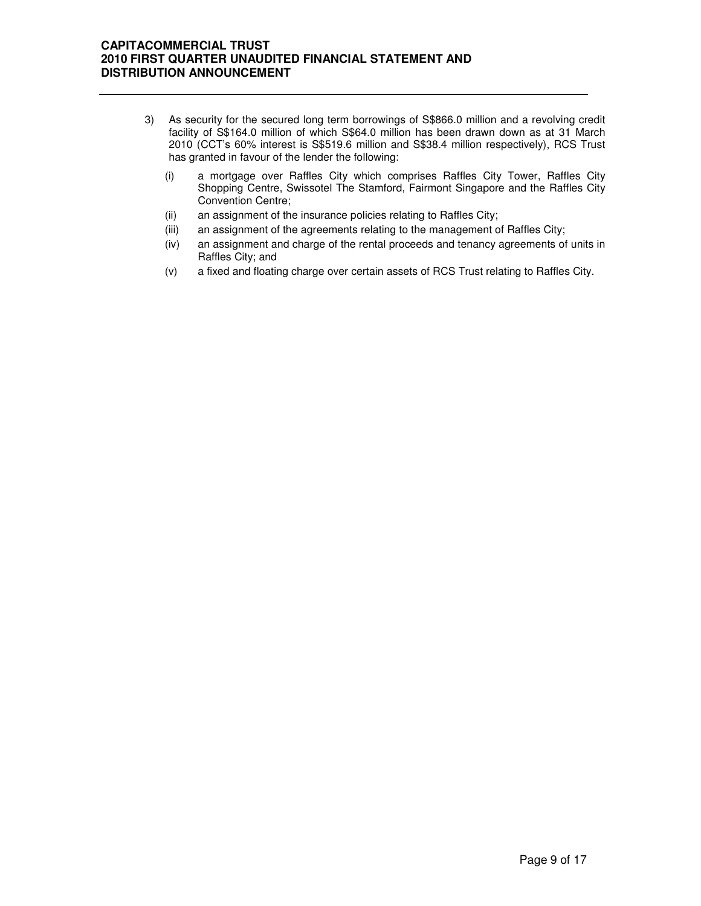3) As security for the secured long term borrowings of S$866.0 million and a revolving credit facility of S$164.0 million of which S$64.0 million has been drawn down as at 31 March 2010 (CCT's 60% interest is S$519.6 million and S$38.4 million respectively), RCS Trust has granted in favour of the lender the following:

   (i) a mortgage over Raffles City which comprises Raffles City Tower, Raffles City Shopping Centre, Swissotel The Stamford, Fairmont Singapore and the Raffles City Convention Centre;

   (ii) an assignment of the insurance policies relating to Raffles City;

   (iii) an assignment of the agreements relating to the management of Raffles City;

   (iv) an assignment and charge of the rental proceeds and tenancy agreements of units in Raffles City; and

   (v) a fixed and floating charge over certain assets of RCS Trust relating to Raffles City.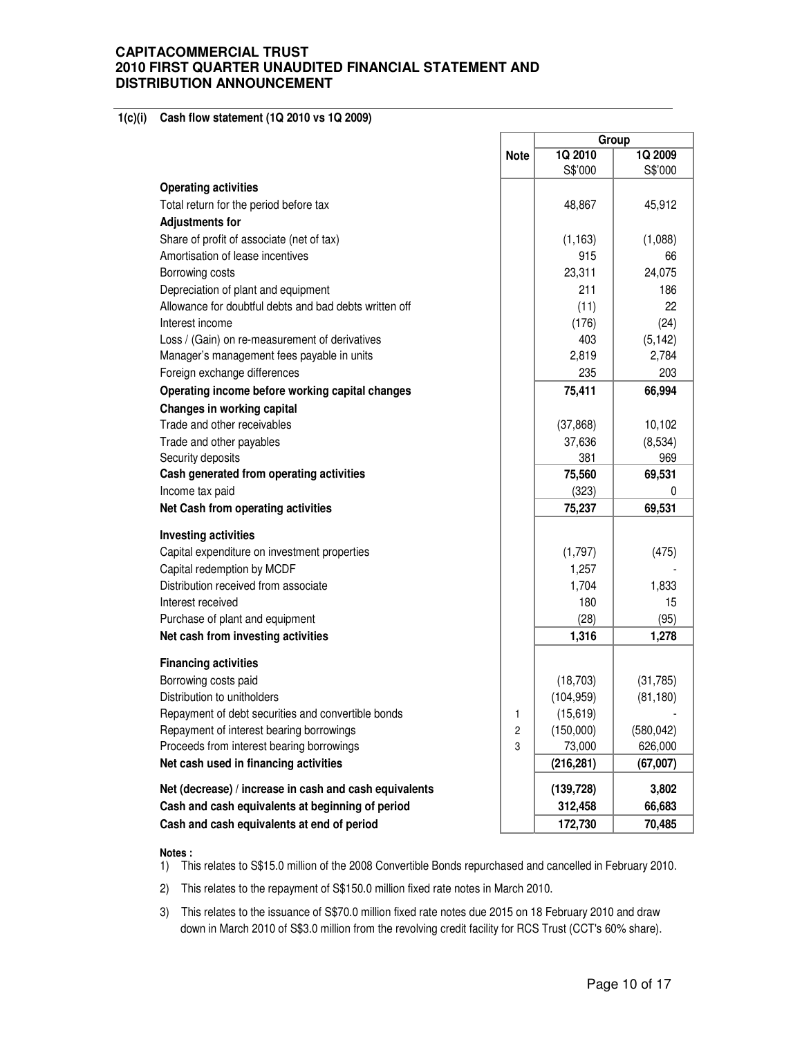**CAPITACOMMERCIAL TRUST**
**2010 FIRST QUARTER UNAUDITED FINANCIAL STATEMENT AND DISTRIBUTION ANNOUNCEMENT**

### 1(c)(i) Cash flow statement (1Q 2010 vs 1Q 2009)

| | Note | Group | |
|---|---|---|---|
| | | 1Q 2010 | 1Q 2009 |
| | | S$'000 | S$'000 |
| **Operating activities** | | | |
| Total return for the period before tax | | 48,867 | 45,912 |
| **Adjustments for** | | | |
| Share of profit of associate (net of tax) | | (1,163) | (1,088) |
| Amortisation of lease incentives | | 915 | 66 |
| Borrowing costs | | 23,311 | 24,075 |
| Depreciation of plant and equipment | | 211 | 186 |
| Allowance for doubtful debts and bad debts written off | | (11) | 22 |
| Interest income | | (176) | (24) |
| Loss / (Gain) on re-measurement of derivatives | | 403 | (5,142) |
| Manager's management fees payable in units | | 2,819 | 2,784 |
| Foreign exchange differences | | 235 | 203 |
| **Operating income before working capital changes** | | **75,411** | **66,994** |
| **Changes in working capital** | | | |
| Trade and other receivables | | (37,868) | 10,102 |
| Trade and other payables | | 37,636 | (8,534) |
| Security deposits | | 381 | 969 |
| **Cash generated from operating activities** | | **75,560** | **69,531** |
| Income tax paid | | (323) | 0 |
| **Net Cash from operating activities** | | **75,237** | **69,531** |
| **Investing activities** | | | |
| Capital expenditure on investment properties | | (1,797) | (475) |
| Capital redemption by MCDF | | 1,257 | - |
| Distribution received from associate | | 1,704 | 1,833 |
| Interest received | | 180 | 15 |
| Purchase of plant and equipment | | (28) | (95) |
| **Net cash from investing activities** | | **1,316** | **1,278** |
| **Financing activities** | | | |
| Borrowing costs paid | | (18,703) | (31,785) |
| Distribution to unitholders | | (104,959) | (81,180) |
| Repayment of debt securities and convertible bonds | 1 | (15,619) | - |
| Repayment of interest bearing borrowings | 2 | (150,000) | (580,042) |
| Proceeds from interest bearing borrowings | 3 | 73,000 | 626,000 |
| **Net cash used in financing activities** | | **(216,281)** | **(67,007)** |
| **Net (decrease) / increase in cash and cash equivalents** | | **(139,728)** | **3,802** |
| **Cash and cash equivalents at beginning of period** | | **312,458** | **66,683** |
| **Cash and cash equivalents at end of period** | | **172,730** | **70,485** |

**Notes :**

1) This relates to S$15.0 million of the 2008 Convertible Bonds repurchased and cancelled in February 2010.
2) This relates to the repayment of S$150.0 million fixed rate notes in March 2010.
3) This relates to the issuance of S$70.0 million fixed rate notes due 2015 on 18 February 2010 and draw down in March 2010 of S$3.0 million from the revolving credit facility for RCS Trust (CCT's 60% share).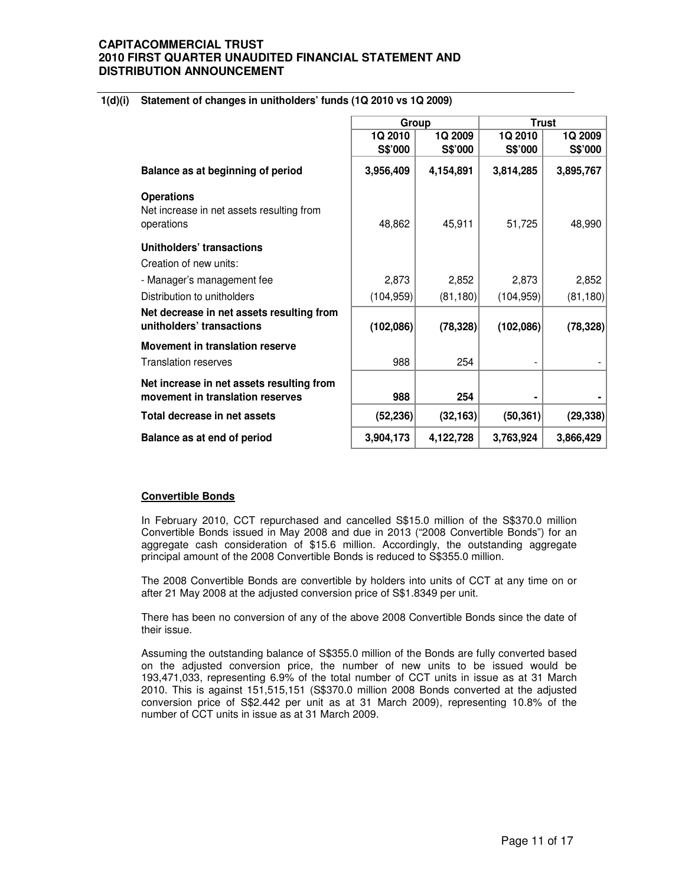## 1(d)(i) Statement of changes in unitholders' funds (1Q 2010 vs 1Q 2009)

| | Group | | Trust | |
|---|---|---|---|---|
| | 1Q 2010 S$'000 | 1Q 2009 S$'000 | 1Q 2010 S$'000 | 1Q 2009 S$'000 |
| **Balance as at beginning of period** | **3,956,409** | **4,154,891** | **3,814,285** | **3,895,767** |
| **Operations** | | | | |
| Net increase in net assets resulting from operations | 48,862 | 45,911 | 51,725 | 48,990 |
| **Unitholders' transactions** | | | | |
| Creation of new units: | | | | |
| - Manager's management fee | 2,873 | 2,852 | 2,873 | 2,852 |
| Distribution to unitholders | (104,959) | (81,180) | (104,959) | (81,180) |
| **Net decrease in net assets resulting from unitholders' transactions** | **(102,086)** | **(78,328)** | **(102,086)** | **(78,328)** |
| **Movement in translation reserve** | | | | |
| Translation reserves | 988 | 254 | - | - |
| **Net increase in net assets resulting from movement in translation reserves** | **988** | **254** | **-** | **-** |
| **Total decrease in net assets** | **(52,236)** | **(32,163)** | **(50,361)** | **(29,338)** |
| **Balance as at end of period** | **3,904,173** | **4,122,728** | **3,763,924** | **3,866,429** |

**Convertible Bonds**

In February 2010, CCT repurchased and cancelled S$15.0 million of the S$370.0 million Convertible Bonds issued in May 2008 and due in 2013 ("2008 Convertible Bonds") for an aggregate cash consideration of $15.6 million. Accordingly, the outstanding aggregate principal amount of the 2008 Convertible Bonds is reduced to S$355.0 million.

The 2008 Convertible Bonds are convertible by holders into units of CCT at any time on or after 21 May 2008 at the adjusted conversion price of S$1.8349 per unit.

There has been no conversion of any of the above 2008 Convertible Bonds since the date of their issue.

Assuming the outstanding balance of S$355.0 million of the Bonds are fully converted based on the adjusted conversion price, the number of new units to be issued would be 193,471,033, representing 6.9% of the total number of CCT units in issue as at 31 March 2010. This is against 151,515,151 (S$370.0 million 2008 Bonds converted at the adjusted conversion price of S$2.442 per unit as at 31 March 2009), representing 10.8% of the number of CCT units in issue as at 31 March 2009.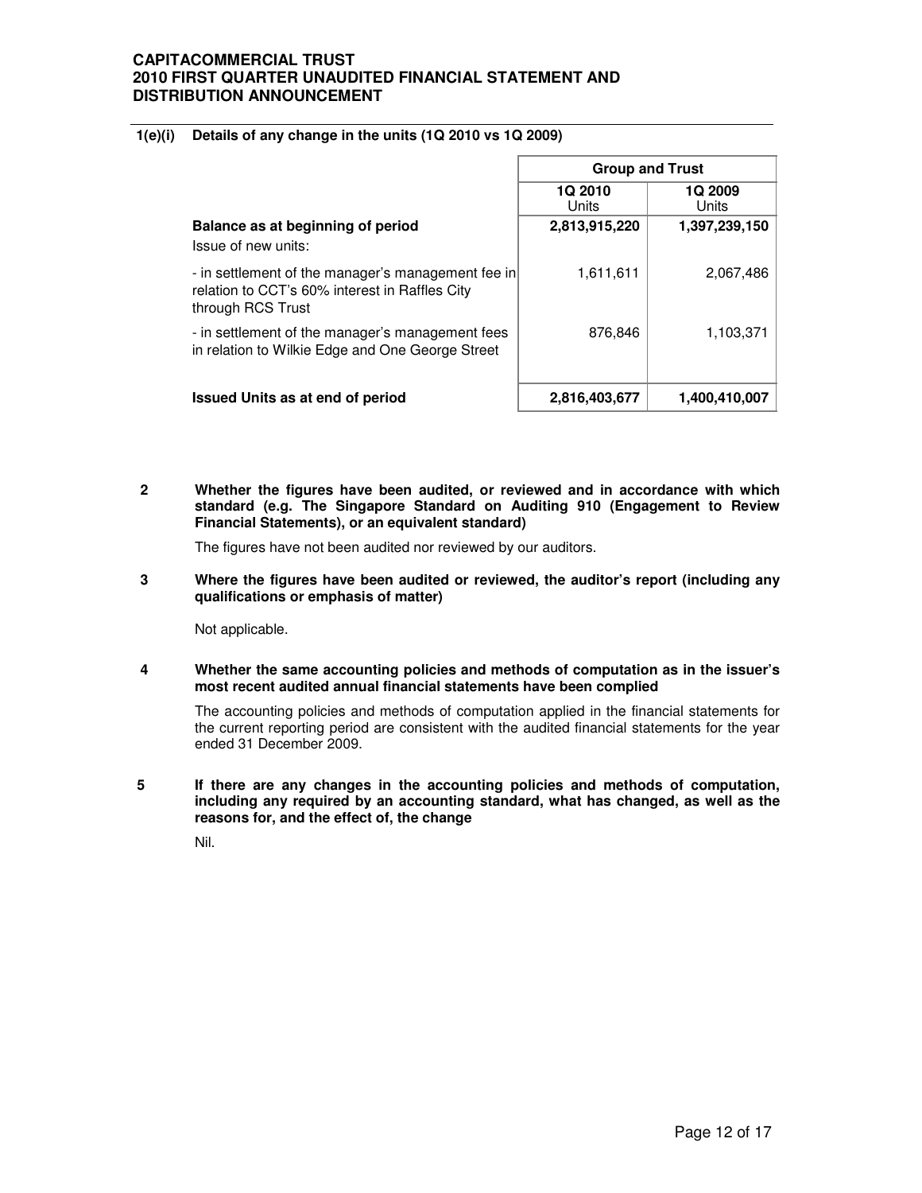**1(e)(i) Details of any change in the units (1Q 2010 vs 1Q 2009)**

| | Group and Trust | |
|---|---|---|
| | 1Q 2010 Units | 1Q 2009 Units |
| **Balance as at beginning of period** | **2,813,915,220** | **1,397,239,150** |
| Issue of new units: | | |
| - in settlement of the manager's management fee in relation to CCT's 60% interest in Raffles City through RCS Trust | 1,611,611 | 2,067,486 |
| - in settlement of the manager's management fees in relation to Wilkie Edge and One George Street | 876,846 | 1,103,371 |
| **Issued Units as at end of period** | **2,816,403,677** | **1,400,410,007** |

**2 Whether the figures have been audited, or reviewed and in accordance with which standard (e.g. The Singapore Standard on Auditing 910 (Engagement to Review Financial Statements), or an equivalent standard)**

The figures have not been audited nor reviewed by our auditors.

**3 Where the figures have been audited or reviewed, the auditor's report (including any qualifications or emphasis of matter)**

Not applicable.

**4 Whether the same accounting policies and methods of computation as in the issuer's most recent audited annual financial statements have been complied**

The accounting policies and methods of computation applied in the financial statements for the current reporting period are consistent with the audited financial statements for the year ended 31 December 2009.

**5 If there are any changes in the accounting policies and methods of computation, including any required by an accounting standard, what has changed, as well as the reasons for, and the effect of, the change**

Nil.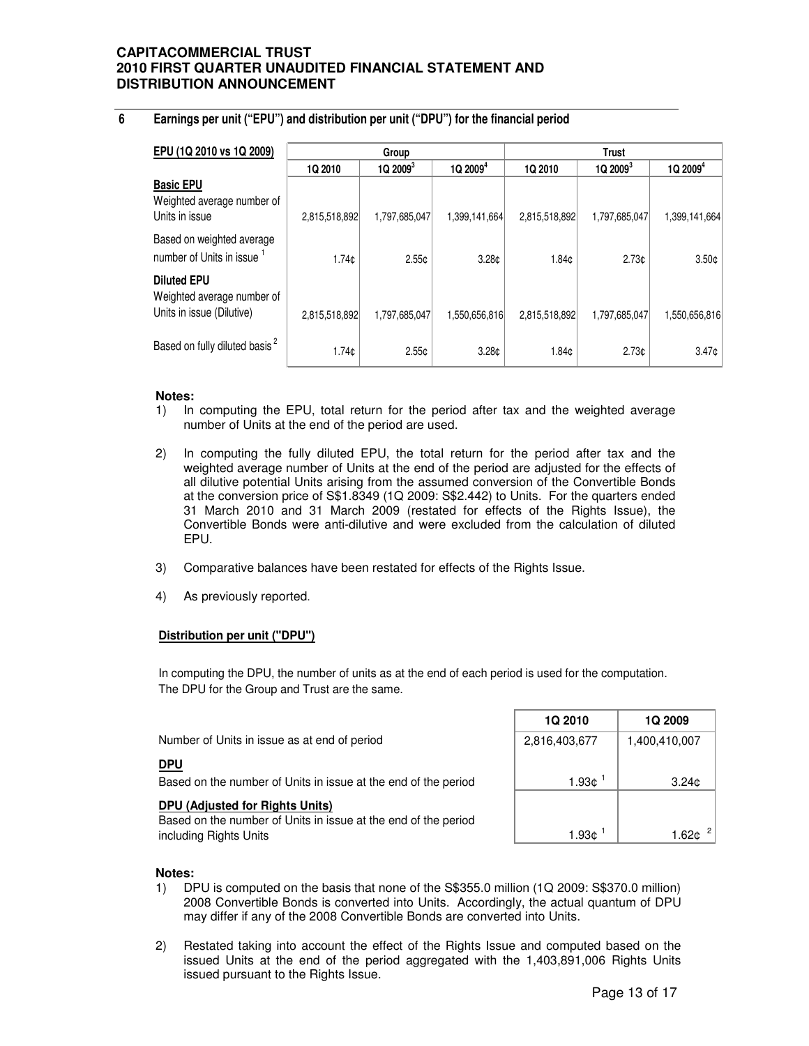## 6 Earnings per unit ("EPU") and distribution per unit ("DPU") for the financial period

| EPU (1Q 2010 vs 1Q 2009) | Group | | | Trust | | |
|---|---|---|---|---|---|---|
| | 1Q 2010 | 1Q 2009[3] | 1Q 2009[4] | 1Q 2010 | 1Q 2009[3] | 1Q 2009[4] |
| **Basic EPU** | | | | | | |
| Weighted average number of Units in issue | 2,815,518,892 | 1,797,685,047 | 1,399,141,664 | 2,815,518,892 | 1,797,685,047 | 1,399,141,664 |
| Based on weighted average number of Units in issue [1] | 1.74¢ | 2.55¢ | 3.28¢ | 1.84¢ | 2.73¢ | 3.50¢ |
| **Diluted EPU** | | | | | | |
| Weighted average number of Units in issue (Dilutive) | 2,815,518,892 | 1,797,685,047 | 1,550,656,816 | 2,815,518,892 | 1,797,685,047 | 1,550,656,816 |
| Based on fully diluted basis [2] | 1.74¢ | 2.55¢ | 3.28¢ | 1.84¢ | 2.73¢ | 3.47¢ |

**Notes:**

1) In computing the EPU, total return for the period after tax and the weighted average number of Units at the end of the period are used.

2) In computing the fully diluted EPU, the total return for the period after tax and the weighted average number of Units at the end of the period are adjusted for the effects of all dilutive potential Units arising from the assumed conversion of the Convertible Bonds at the conversion price of S$1.8349 (1Q 2009: S$2.442) to Units. For the quarters ended 31 March 2010 and 31 March 2009 (restated for effects of the Rights Issue), the Convertible Bonds were anti-dilutive and were excluded from the calculation of diluted EPU.

3) Comparative balances have been restated for effects of the Rights Issue.

4) As previously reported.

**Distribution per unit ("DPU")**

In computing the DPU, the number of units as at the end of each period is used for the computation. The DPU for the Group and Trust are the same.

| | 1Q 2010 | 1Q 2009 |
|---|---|---|
| Number of Units in issue as at end of period | 2,816,403,677 | 1,400,410,007 |
| **DPU** | | |
| Based on the number of Units in issue at the end of the period | 1.93¢ [1] | 3.24¢ |
| **DPU (Adjusted for Rights Units)** | | |
| Based on the number of Units in issue at the end of the period including Rights Units | 1.93¢ [1] | 1.62¢ [2] |

**Notes:**

1) DPU is computed on the basis that none of the S$355.0 million (1Q 2009: S$370.0 million) 2008 Convertible Bonds is converted into Units. Accordingly, the actual quantum of DPU may differ if any of the 2008 Convertible Bonds are converted into Units.

2) Restated taking into account the effect of the Rights Issue and computed based on the issued Units at the end of the period aggregated with the 1,403,891,006 Rights Units issued pursuant to the Rights Issue.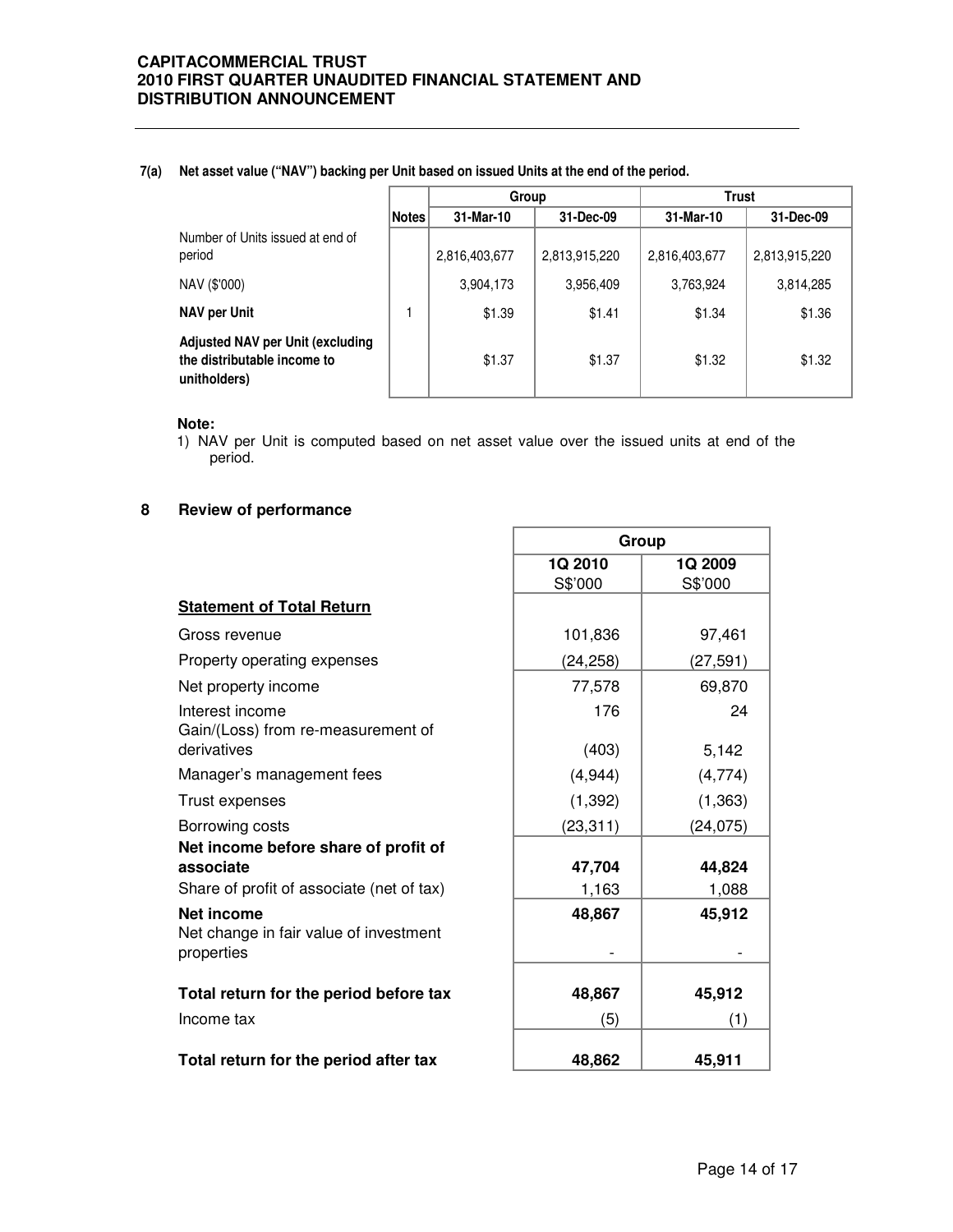**7(a) Net asset value ("NAV") backing per Unit based on issued Units at the end of the period.**

| | Notes | Group | | Trust | |
|---|---|---|---|---|---|
| | | 31-Mar-10 | 31-Dec-09 | 31-Mar-10 | 31-Dec-09 |
| Number of Units issued at end of period | | 2,816,403,677 | 2,813,915,220 | 2,816,403,677 | 2,813,915,220 |
| NAV ($'000) | | 3,904,173 | 3,956,409 | 3,763,924 | 3,814,285 |
| **NAV per Unit** | 1 | $1.39 | $1.41 | $1.34 | $1.36 |
| **Adjusted NAV per Unit (excluding the distributable income to unitholders)** | | $1.37 | $1.37 | $1.32 | $1.32 |

**Note:**

1) NAV per Unit is computed based on net asset value over the issued units at end of the period.

## 8 Review of performance

| | Group | |
|---|---|---|
| | 1Q 2010 S$'000 | 1Q 2009 S$'000 |
| **Statement of Total Return** | | |
| Gross revenue | 101,836 | 97,461 |
| Property operating expenses | (24,258) | (27,591) |
| Net property income | 77,578 | 69,870 |
| Interest income | 176 | 24 |
| Gain/(Loss) from re-measurement of derivatives | (403) | 5,142 |
| Manager's management fees | (4,944) | (4,774) |
| Trust expenses | (1,392) | (1,363) |
| Borrowing costs | (23,311) | (24,075) |
| **Net income before share of profit of associate** | **47,704** | **44,824** |
| Share of profit of associate (net of tax) | 1,163 | 1,088 |
| **Net income** | **48,867** | **45,912** |
| Net change in fair value of investment properties | - | - |
| **Total return for the period before tax** | **48,867** | **45,912** |
| Income tax | (5) | (1) |
| **Total return for the period after tax** | **48,862** | **45,911** |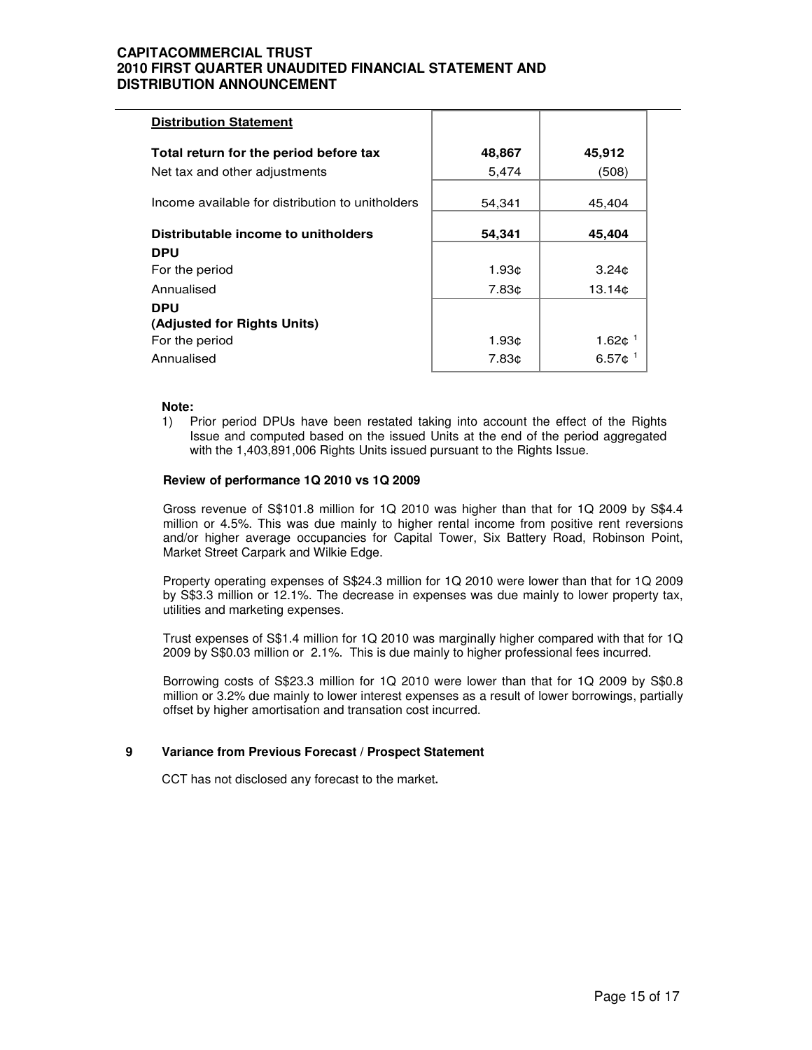| Distribution Statement | | |
|---|---|---|
| **Total return for the period before tax** | **48,867** | **45,912** |
| Net tax and other adjustments | 5,474 | (508) |
| Income available for distribution to unitholders | 54,341 | 45,404 |
| **Distributable income to unitholders** | **54,341** | **45,404** |
| **DPU** | | |
| For the period | 1.93¢ | 3.24¢ |
| Annualised | 7.83¢ | 13.14¢ |
| **DPU (Adjusted for Rights Units)** | | |
| For the period | 1.93¢ | 1.62¢ [1] |
| Annualised | 7.83¢ | 6.57¢ [1] |

**Note:**

1) Prior period DPUs have been restated taking into account the effect of the Rights Issue and computed based on the issued Units at the end of the period aggregated with the 1,403,891,006 Rights Units issued pursuant to the Rights Issue.

**Review of performance 1Q 2010 vs 1Q 2009**

Gross revenue of S$101.8 million for 1Q 2010 was higher than that for 1Q 2009 by S$4.4 million or 4.5%. This was due mainly to higher rental income from positive rent reversions and/or higher average occupancies for Capital Tower, Six Battery Road, Robinson Point, Market Street Carpark and Wilkie Edge.

Property operating expenses of S$24.3 million for 1Q 2010 were lower than that for 1Q 2009 by S$3.3 million or 12.1%. The decrease in expenses was due mainly to lower property tax, utilities and marketing expenses.

Trust expenses of S$1.4 million for 1Q 2010 was marginally higher compared with that for 1Q 2009 by S$0.03 million or 2.1%. This is due mainly to higher professional fees incurred.

Borrowing costs of S$23.3 million for 1Q 2010 were lower than that for 1Q 2009 by S$0.8 million or 3.2% due mainly to lower interest expenses as a result of lower borrowings, partially offset by higher amortisation and transation cost incurred.

## 9 Variance from Previous Forecast / Prospect Statement

CCT has not disclosed any forecast to the market**.**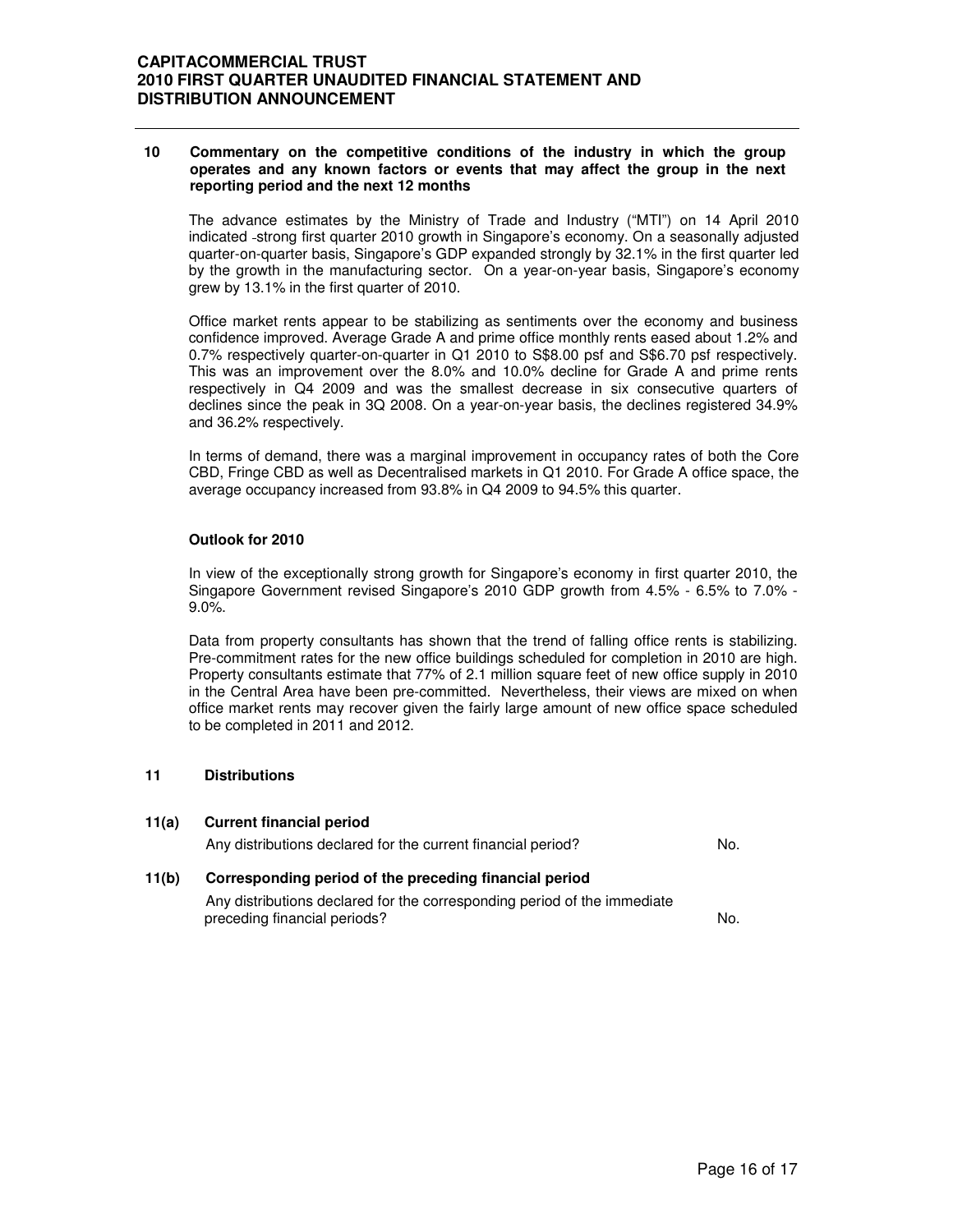## 10 Commentary on the competitive conditions of the industry in which the group operates and any known factors or events that may affect the group in the next reporting period and the next 12 months

The advance estimates by the Ministry of Trade and Industry ("MTI") on 14 April 2010 indicated strong first quarter 2010 growth in Singapore's economy. On a seasonally adjusted quarter-on-quarter basis, Singapore's GDP expanded strongly by 32.1% in the first quarter led by the growth in the manufacturing sector. On a year-on-year basis, Singapore's economy grew by 13.1% in the first quarter of 2010.

Office market rents appear to be stabilizing as sentiments over the economy and business confidence improved. Average Grade A and prime office monthly rents eased about 1.2% and 0.7% respectively quarter-on-quarter in Q1 2010 to S$8.00 psf and S$6.70 psf respectively. This was an improvement over the 8.0% and 10.0% decline for Grade A and prime rents respectively in Q4 2009 and was the smallest decrease in six consecutive quarters of declines since the peak in 3Q 2008. On a year-on-year basis, the declines registered 34.9% and 36.2% respectively.

In terms of demand, there was a marginal improvement in occupancy rates of both the Core CBD, Fringe CBD as well as Decentralised markets in Q1 2010. For Grade A office space, the average occupancy increased from 93.8% in Q4 2009 to 94.5% this quarter.

### Outlook for 2010

In view of the exceptionally strong growth for Singapore's economy in first quarter 2010, the Singapore Government revised Singapore's 2010 GDP growth from 4.5% - 6.5% to 7.0% - 9.0%.

Data from property consultants has shown that the trend of falling office rents is stabilizing. Pre-commitment rates for the new office buildings scheduled for completion in 2010 are high. Property consultants estimate that 77% of 2.1 million square feet of new office supply in 2010 in the Central Area have been pre-committed. Nevertheless, their views are mixed on when office market rents may recover given the fairly large amount of new office space scheduled to be completed in 2011 and 2012.

## 11 Distributions

### 11(a) Current financial period

Any distributions declared for the current financial period? No.

### 11(b) Corresponding period of the preceding financial period

Any distributions declared for the corresponding period of the immediate preceding financial periods? No.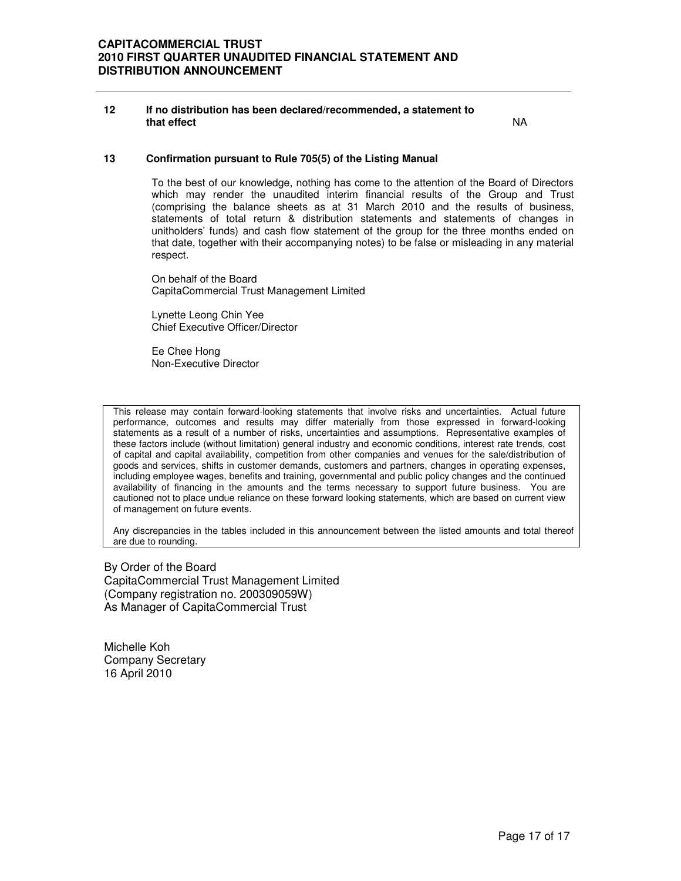### 12 If no distribution has been declared/recommended, a statement to that effect

NA

### 13 Confirmation pursuant to Rule 705(5) of the Listing Manual

To the best of our knowledge, nothing has come to the attention of the Board of Directors which may render the unaudited interim financial results of the Group and Trust (comprising the balance sheets as at 31 March 2010 and the results of business, statements of total return & distribution statements and statements of changes in unitholders' funds) and cash flow statement of the group for the three months ended on that date, together with their accompanying notes) to be false or misleading in any material respect.

On behalf of the Board
CapitaCommercial Trust Management Limited

Lynette Leong Chin Yee
Chief Executive Officer/Director

Ee Chee Hong
Non-Executive Director

This release may contain forward-looking statements that involve risks and uncertainties. Actual future performance, outcomes and results may differ materially from those expressed in forward-looking statements as a result of a number of risks, uncertainties and assumptions. Representative examples of these factors include (without limitation) general industry and economic conditions, interest rate trends, cost of capital and capital availability, competition from other companies and venues for the sale/distribution of goods and services, shifts in customer demands, customers and partners, changes in operating expenses, including employee wages, benefits and training, governmental and public policy changes and the continued availability of financing in the amounts and the terms necessary to support future business. You are cautioned not to place undue reliance on these forward looking statements, which are based on current view of management on future events.

Any discrepancies in the tables included in this announcement between the listed amounts and total thereof are due to rounding.

By Order of the Board
CapitaCommercial Trust Management Limited
(Company registration no. 200309059W)
As Manager of CapitaCommercial Trust

Michelle Koh
Company Secretary
16 April 2010